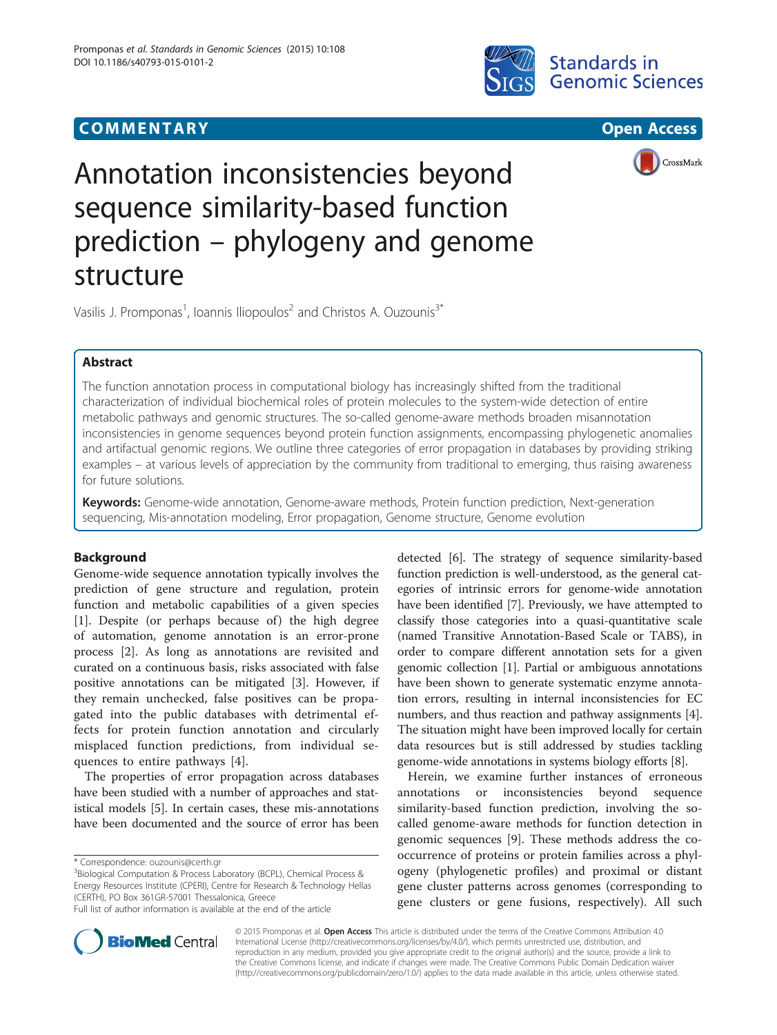COMMENTARY

Open Access

# Annotation inconsistencies beyond sequence similarity-based function prediction – phylogeny and genome structure

Vasilis J. Promponas[1], Ioannis Iliopoulos[2] and Christos A. Ouzounis[3*]

## Abstract

The function annotation process in computational biology has increasingly shifted from the traditional characterization of individual biochemical roles of protein molecules to the system-wide detection of entire metabolic pathways and genomic structures. The so-called genome-aware methods broaden misannotation inconsistencies in genome sequences beyond protein function assignments, encompassing phylogenetic anomalies and artifactual genomic regions. We outline three categories of error propagation in databases by providing striking examples – at various levels of appreciation by the community from traditional to emerging, thus raising awareness for future solutions.

**Keywords:** Genome-wide annotation, Genome-aware methods, Protein function prediction, Next-generation sequencing, Mis-annotation modeling, Error propagation, Genome structure, Genome evolution

## Background

Genome-wide sequence annotation typically involves the prediction of gene structure and regulation, protein function and metabolic capabilities of a given species [1]. Despite (or perhaps because of) the high degree of automation, genome annotation is an error-prone process [2]. As long as annotations are revisited and curated on a continuous basis, risks associated with false positive annotations can be mitigated [3]. However, if they remain unchecked, false positives can be propagated into the public databases with detrimental effects for protein function annotation and circularly misplaced function predictions, from individual sequences to entire pathways [4].

The properties of error propagation across databases have been studied with a number of approaches and statistical models [5]. In certain cases, these mis-annotations have been documented and the source of error has been detected [6]. The strategy of sequence similarity-based function prediction is well-understood, as the general categories of intrinsic errors for genome-wide annotation have been identified [7]. Previously, we have attempted to classify those categories into a quasi-quantitative scale (named Transitive Annotation-Based Scale or TABS), in order to compare different annotation sets for a given genomic collection [1]. Partial or ambiguous annotations have been shown to generate systematic enzyme annotation errors, resulting in internal inconsistencies for EC numbers, and thus reaction and pathway assignments [4]. The situation might have been improved locally for certain data resources but is still addressed by studies tackling genome-wide annotations in systems biology efforts [8].

Herein, we examine further instances of erroneous annotations or inconsistencies beyond sequence similarity-based function prediction, involving the so-called genome-aware methods for function detection in genomic sequences [9]. These methods address the co-occurrence of proteins or protein families across a phylogeny (phylogenetic profiles) and proximal or distant gene cluster patterns across genomes (corresponding to gene clusters or gene fusions, respectively). All such

\* Correspondence: ouzounis@certh.gr
[3]Biological Computation & Process Laboratory (BCPL), Chemical Process & Energy Resources Institute (CPERI), Centre for Research & Technology Hellas (CERTH), PO Box 361GR-57001 Thessalonica, Greece
Full list of author information is available at the end of the article

© 2015 Promponas et al. **Open Access** This article is distributed under the terms of the Creative Commons Attribution 4.0 International License (http://creativecommons.org/licenses/by/4.0/), which permits unrestricted use, distribution, and reproduction in any medium, provided you give appropriate credit to the original author(s) and the source, provide a link to the Creative Commons license, and indicate if changes were made. The Creative Commons Public Domain Dedication waiver (http://creativecommons.org/publicdomain/zero/1.0/) applies to the data made available in this article, unless otherwise stated.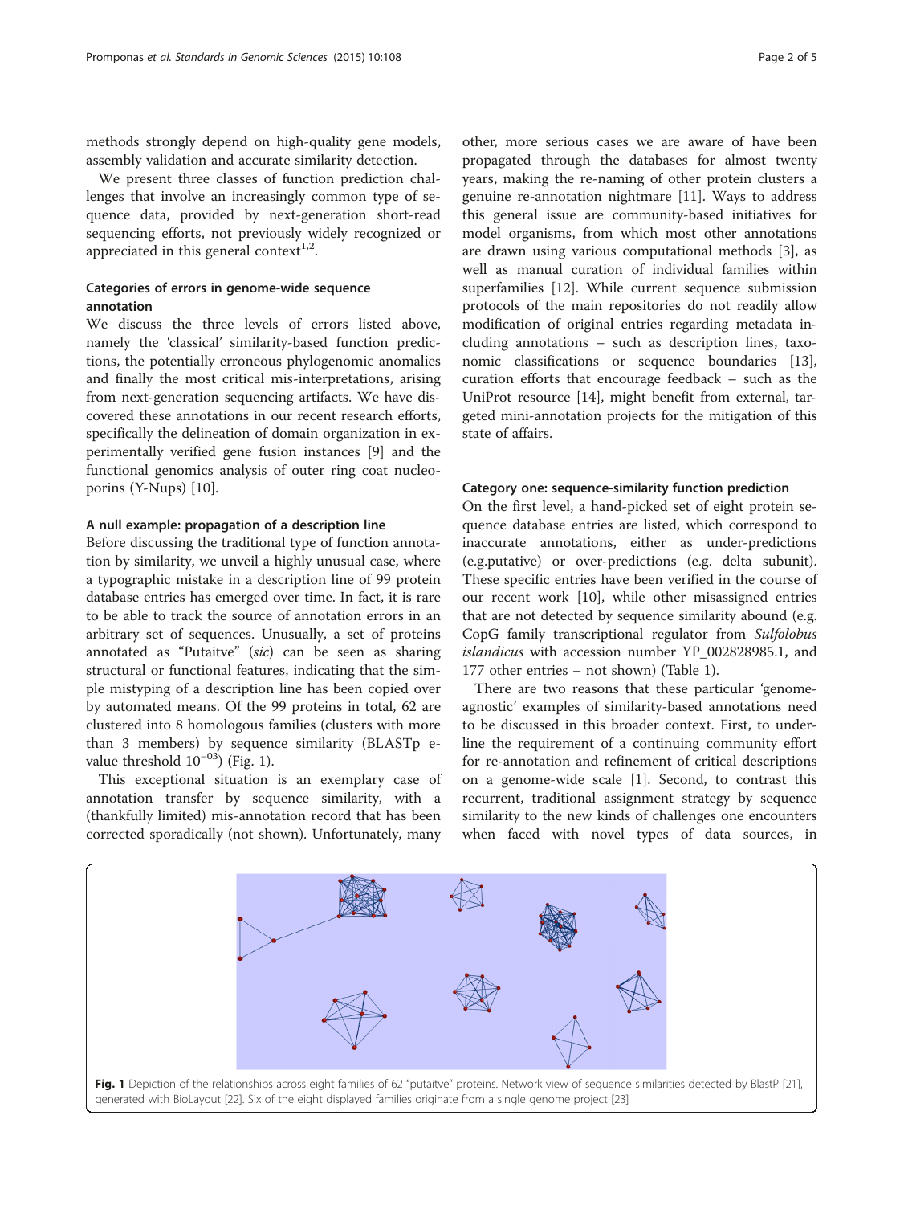methods strongly depend on high-quality gene models, assembly validation and accurate similarity detection.

We present three classes of function prediction challenges that involve an increasingly common type of sequence data, provided by next-generation short-read sequencing efforts, not previously widely recognized or appreciated in this general context[1,2].

### Categories of errors in genome-wide sequence annotation

We discuss the three levels of errors listed above, namely the 'classical' similarity-based function predictions, the potentially erroneous phylogenomic anomalies and finally the most critical mis-interpretations, arising from next-generation sequencing artifacts. We have discovered these annotations in our recent research efforts, specifically the delineation of domain organization in experimentally verified gene fusion instances [9] and the functional genomics analysis of outer ring coat nucleoporins (Y-Nups) [10].

#### A null example: propagation of a description line

Before discussing the traditional type of function annotation by similarity, we unveil a highly unusual case, where a typographic mistake in a description line of 99 protein database entries has emerged over time. In fact, it is rare to be able to track the source of annotation errors in an arbitrary set of sequences. Unusually, a set of proteins annotated as "Putaitve" (*sic*) can be seen as sharing structural or functional features, indicating that the simple mistyping of a description line has been copied over by automated means. Of the 99 proteins in total, 62 are clustered into 8 homologous families (clusters with more than 3 members) by sequence similarity (BLASTp e-value threshold $10^{-03}$) (Fig. 1).

This exceptional situation is an exemplary case of annotation transfer by sequence similarity, with a (thankfully limited) mis-annotation record that has been corrected sporadically (not shown). Unfortunately, many other, more serious cases we are aware of have been propagated through the databases for almost twenty years, making the re-naming of other protein clusters a genuine re-annotation nightmare [11]. Ways to address this general issue are community-based initiatives for model organisms, from which most other annotations are drawn using various computational methods [3], as well as manual curation of individual families within superfamilies [12]. While current sequence submission protocols of the main repositories do not readily allow modification of original entries regarding metadata including annotations – such as description lines, taxonomic classifications or sequence boundaries [13], curation efforts that encourage feedback – such as the UniProt resource [14], might benefit from external, targeted mini-annotation projects for the mitigation of this state of affairs.

#### Category one: sequence-similarity function prediction

On the first level, a hand-picked set of eight protein sequence database entries are listed, which correspond to inaccurate annotations, either as under-predictions (e.g.putative) or over-predictions (e.g. delta subunit). These specific entries have been verified in the course of our recent work [10], while other misassigned entries that are not detected by sequence similarity abound (e.g. CopG family transcriptional regulator from *Sulfolobus islandicus* with accession number YP_002828985.1, and 177 other entries – not shown) (Table 1).

There are two reasons that these particular 'genome-agnostic' examples of similarity-based annotations need to be discussed in this broader context. First, to underline the requirement of a continuing community effort for re-annotation and refinement of critical descriptions on a genome-wide scale [1]. Second, to contrast this recurrent, traditional assignment strategy by sequence similarity to the new kinds of challenges one encounters when faced with novel types of data sources, in

**Fig. 1** Depiction of the relationships across eight families of 62 "putaitve" proteins. Network view of sequence similarities detected by BlastP [21], generated with BioLayout [22]. Six of the eight displayed families originate from a single genome project [23]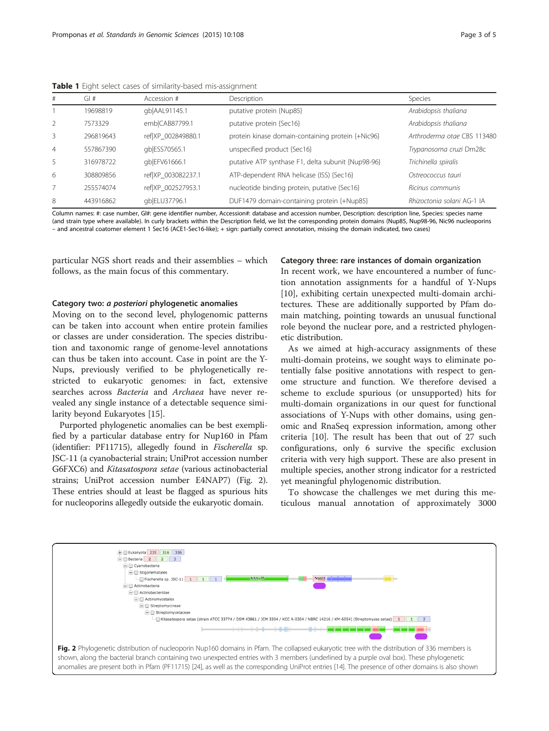**Table 1** Eight select cases of similarity-based mis-assignment

| # | GI # | Accession # | Description | Species |
|---|---|---|---|---|
| 1 | 19698819 | gb\|AAL91145.1 | putative protein {Nup85} | *Arabidopsis thaliana* |
| 2 | 7573329 | emb\|CAB87799.1 | putative protein {Sec16} | *Arabidopsis thaliana* |
| 3 | 296819643 | ref\|XP_002849880.1 | protein kinase domain-containing protein {+Nic96} | *Arthroderma otae* CBS 113480 |
| 4 | 557867390 | gb\|ESS70565.1 | unspecified product {Sec16} | *Trypanosoma cruzi* Dm28c |
| 5 | 316978722 | gb\|EFV61666.1 | putative ATP synthase F1, delta subunit {Nup98-96} | *Trichinella spiralis* |
| 6 | 308809856 | ref\|XP_003082237.1 | ATP-dependent RNA helicase (ISS) {Sec16} | *Ostreococcus tauri* |
| 7 | 255574074 | ref\|XP_002527953.1 | nucleotide binding protein, putative {Sec16} | *Ricinus communis* |
| 8 | 443916862 | gb\|ELU37796.1 | DUF1479 domain-containing protein {+Nup85} | *Rhizoctonia solani* AG-1 IA |

Column names: #: case number, GI#: gene identifier number, Accession#: database and accession number, Description: description line, Species: species name (and strain type where available). In curly brackets within the Description field, we list the corresponding protein domains (Nup85, Nup98-96, Nic96 nucleoporins – and ancestral coatomer element 1 Sec16 (ACE1-Sec16-like); + sign: partially correct annotation, missing the domain indicated, two cases)

particular NGS short reads and their assemblies – which follows, as the main focus of this commentary.

### Category two: *a posteriori* phylogenetic anomalies

Moving on to the second level, phylogenomic patterns can be taken into account when entire protein families or classes are under consideration. The species distribution and taxonomic range of genome-level annotations can thus be taken into account. Case in point are the Y-Nups, previously verified to be phylogenetically restricted to eukaryotic genomes: in fact, extensive searches across *Bacteria* and *Archaea* have never revealed any single instance of a detectable sequence similarity beyond Eukaryotes [15].

Purported phylogenetic anomalies can be best exemplified by a particular database entry for Nup160 in Pfam (identifier: PF11715), allegedly found in *Fischerella* sp. JSC-11 (a cyanobacterial strain; UniProt accession number G6FXC6) and *Kitasatospora setae* (various actinobacterial strains; UniProt accession number E4NAP7) (Fig. 2). These entries should at least be flagged as spurious hits for nucleoporins allegedly outside the eukaryotic domain.

### Category three: rare instances of domain organization

In recent work, we have encountered a number of function annotation assignments for a handful of Y-Nups [10], exhibiting certain unexpected multi-domain architectures. These are additionally supported by Pfam domain matching, pointing towards an unusual functional role beyond the nuclear pore, and a restricted phylogenetic distribution.

As we aimed at high-accuracy assignments of these multi-domain proteins, we sought ways to eliminate potentially false positive annotations with respect to genome structure and function. We therefore devised a scheme to exclude spurious (or unsupported) hits for multi-domain organizations in our quest for functional associations of Y-Nups with other domains, using genomic and RnaSeq expression information, among other criteria [10]. The result has been that out of 27 such configurations, only 6 survive the specific exclusion criteria with very high support. These are also present in multiple species, another strong indicator for a restricted yet meaningful phylogenomic distribution.

To showcase the challenges we met during this meticulous manual annotation of approximately 3000

**Fig. 2** Phylogenetic distribution of nucleoporin Nup160 domains in Pfam. The collapsed eukaryotic tree with the distribution of 336 members is shown, along the bacterial branch containing two unexpected entries with 3 members (underlined by a purple oval box). These phylogenetic anomalies are present both in Pfam (PF11715) [24], as well as the corresponding UniProt entries [14]. The presence of other domains is also shown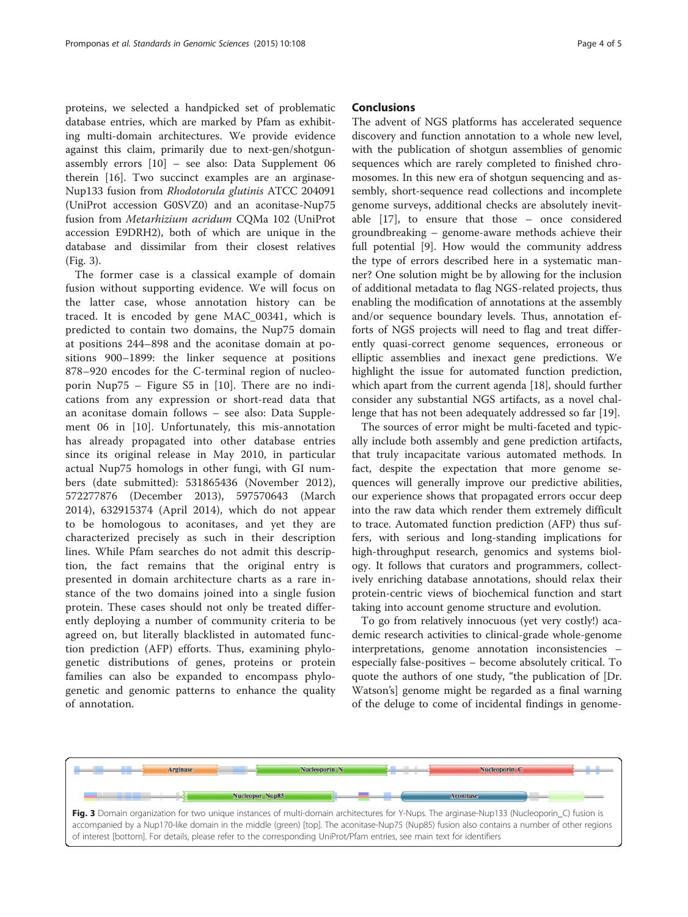proteins, we selected a handpicked set of problematic database entries, which are marked by Pfam as exhibiting multi-domain architectures. We provide evidence against this claim, primarily due to next-gen/shotgun-assembly errors [10] – see also: Data Supplement 06 therein [16]. Two succinct examples are an arginase-Nup133 fusion from *Rhodotorula glutinis* ATCC 204091 (UniProt accession G0SVZ0) and an aconitase-Nup75 fusion from *Metarhizium acridum* CQMa 102 (UniProt accession E9DRH2), both of which are unique in the database and dissimilar from their closest relatives (Fig. 3).

The former case is a classical example of domain fusion without supporting evidence. We will focus on the latter case, whose annotation history can be traced. It is encoded by gene MAC_00341, which is predicted to contain two domains, the Nup75 domain at positions 244–898 and the aconitase domain at positions 900–1899: the linker sequence at positions 878–920 encodes for the C-terminal region of nucleoporin Nup75 – Figure S5 in [10]. There are no indications from any expression or short-read data that an aconitase domain follows – see also: Data Supplement 06 in [10]. Unfortunately, this mis-annotation has already propagated into other database entries since its original release in May 2010, in particular actual Nup75 homologs in other fungi, with GI numbers (date submitted): 531865436 (November 2012), 572277876 (December 2013), 597570643 (March 2014), 632915374 (April 2014), which do not appear to be homologous to aconitases, and yet they are characterized precisely as such in their description lines. While Pfam searches do not admit this description, the fact remains that the original entry is presented in domain architecture charts as a rare instance of the two domains joined into a single fusion protein. These cases should not only be treated differently deploying a number of community criteria to be agreed on, but literally blacklisted in automated function prediction (AFP) efforts. Thus, examining phylogenetic distributions of genes, proteins or protein families can also be expanded to encompass phylogenetic and genomic patterns to enhance the quality of annotation.

## Conclusions

The advent of NGS platforms has accelerated sequence discovery and function annotation to a whole new level, with the publication of shotgun assemblies of genomic sequences which are rarely completed to finished chromosomes. In this new era of shotgun sequencing and assembly, short-sequence read collections and incomplete genome surveys, additional checks are absolutely inevitable [17], to ensure that those – once considered groundbreaking – genome-aware methods achieve their full potential [9]. How would the community address the type of errors described here in a systematic manner? One solution might be by allowing for the inclusion of additional metadata to flag NGS-related projects, thus enabling the modification of annotations at the assembly and/or sequence boundary levels. Thus, annotation efforts of NGS projects will need to flag and treat differently quasi-correct genome sequences, erroneous or elliptic assemblies and inexact gene predictions. We highlight the issue for automated function prediction, which apart from the current agenda [18], should further consider any substantial NGS artifacts, as a novel challenge that has not been adequately addressed so far [19].

The sources of error might be multi-faceted and typically include both assembly and gene prediction artifacts, that truly incapacitate various automated methods. In fact, despite the expectation that more genome sequences will generally improve our predictive abilities, our experience shows that propagated errors occur deep into the raw data which render them extremely difficult to trace. Automated function prediction (AFP) thus suffers, with serious and long-standing implications for high-throughput research, genomics and systems biology. It follows that curators and programmers, collectively enriching database annotations, should relax their protein-centric views of biochemical function and start taking into account genome structure and evolution.

To go from relatively innocuous (yet very costly!) academic research activities to clinical-grade whole-genome interpretations, genome annotation inconsistencies – especially false-positives – become absolutely critical. To quote the authors of one study, "the publication of [Dr. Watson's] genome might be regarded as a final warning of the deluge to come of incidental findings in genome-

**Fig. 3** Domain organization for two unique instances of multi-domain architectures for Y-Nups. The arginase-Nup133 (Nucleoporin_C) fusion is accompanied by a Nup170-like domain in the middle (green) [top]. The aconitase-Nup75 (Nup85) fusion also contains a number of other regions of interest [bottom]. For details, please refer to the corresponding UniProt/Pfam entries, see main text for identifiers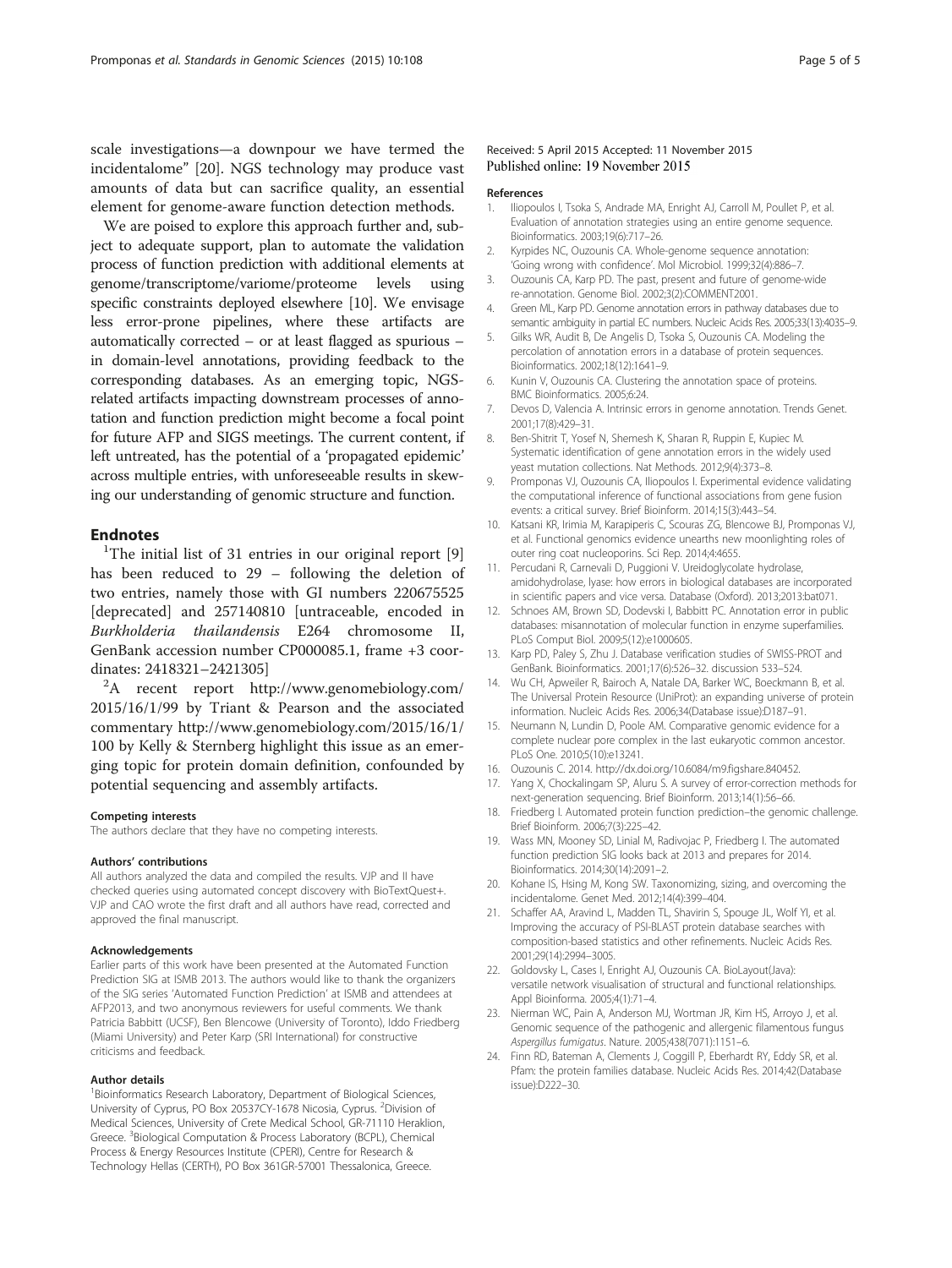scale investigations—a downpour we have termed the incidentalome" [20]. NGS technology may produce vast amounts of data but can sacrifice quality, an essential element for genome-aware function detection methods.

We are poised to explore this approach further and, subject to adequate support, plan to automate the validation process of function prediction with additional elements at genome/transcriptome/variome/proteome levels using specific constraints deployed elsewhere [10]. We envisage less error-prone pipelines, where these artifacts are automatically corrected – or at least flagged as spurious – in domain-level annotations, providing feedback to the corresponding databases. As an emerging topic, NGS-related artifacts impacting downstream processes of annotation and function prediction might become a focal point for future AFP and SIGS meetings. The current content, if left untreated, has the potential of a 'propagated epidemic' across multiple entries, with unforeseeable results in skewing our understanding of genomic structure and function.

## Endnotes

[1]The initial list of 31 entries in our original report [9] has been reduced to 29 – following the deletion of two entries, namely those with GI numbers 220675525 [deprecated] and 257140810 [untraceable, encoded in *Burkholderia thailandensis* E264 chromosome II, GenBank accession number CP000085.1, frame +3 coordinates: 2418321–2421305]

[2]A recent report http://www.genomebiology.com/2015/16/1/99 by Triant & Pearson and the associated commentary http://www.genomebiology.com/2015/16/1/100 by Kelly & Sternberg highlight this issue as an emerging topic for protein domain definition, confounded by potential sequencing and assembly artifacts.

#### Competing interests

The authors declare that they have no competing interests.

#### Authors' contributions

All authors analyzed the data and compiled the results. VJP and II have checked queries using automated concept discovery with BioTextQuest+. VJP and CAO wrote the first draft and all authors have read, corrected and approved the final manuscript.

#### Acknowledgements

Earlier parts of this work have been presented at the Automated Function Prediction SIG at ISMB 2013. The authors would like to thank the organizers of the SIG series 'Automated Function Prediction' at ISMB and attendees at AFP2013, and two anonymous reviewers for useful comments. We thank Patricia Babbitt (UCSF), Ben Blencowe (University of Toronto), Iddo Friedberg (Miami University) and Peter Karp (SRI International) for constructive criticisms and feedback.

#### Author details

[1]Bioinformatics Research Laboratory, Department of Biological Sciences, University of Cyprus, PO Box 20537CY-1678 Nicosia, Cyprus. [2]Division of Medical Sciences, University of Crete Medical School, GR-71110 Heraklion, Greece. [3]Biological Computation & Process Laboratory (BCPL), Chemical Process & Energy Resources Institute (CPERI), Centre for Research & Technology Hellas (CERTH), PO Box 361GR-57001 Thessalonica, Greece.

Received: 5 April 2015 Accepted: 11 November 2015
Published online: 19 November 2015

#### References

1. Iliopoulos I, Tsoka S, Andrade MA, Enright AJ, Carroll M, Poullet P, et al. Evaluation of annotation strategies using an entire genome sequence. Bioinformatics. 2003;19(6):717–26.
2. Kyrpides NC, Ouzounis CA. Whole-genome sequence annotation: 'Going wrong with confidence'. Mol Microbiol. 1999;32(4):886–7.
3. Ouzounis CA, Karp PD. The past, present and future of genome-wide re-annotation. Genome Biol. 2002;3(2):COMMENT2001.
4. Green ML, Karp PD. Genome annotation errors in pathway databases due to semantic ambiguity in partial EC numbers. Nucleic Acids Res. 2005;33(13):4035–9.
5. Gilks WR, Audit B, De Angelis D, Tsoka S, Ouzounis CA. Modeling the percolation of annotation errors in a database of protein sequences. Bioinformatics. 2002;18(12):1641–9.
6. Kunin V, Ouzounis CA. Clustering the annotation space of proteins. BMC Bioinformatics. 2005;6:24.
7. Devos D, Valencia A. Intrinsic errors in genome annotation. Trends Genet. 2001;17(8):429–31.
8. Ben-Shitrit T, Yosef N, Shemesh K, Sharan R, Ruppin E, Kupiec M. Systematic identification of gene annotation errors in the widely used yeast mutation collections. Nat Methods. 2012;9(4):373–8.
9. Promponas VJ, Ouzounis CA, Iliopoulos I. Experimental evidence validating the computational inference of functional associations from gene fusion events: a critical survey. Brief Bioinform. 2014;15(3):443–54.
10. Katsani KR, Irimia M, Karapiperis C, Scouras ZG, Blencowe BJ, Promponas VJ, et al. Functional genomics evidence unearths new moonlighting roles of outer ring coat nucleoporins. Sci Rep. 2014;4:4655.
11. Percudani R, Carnevali D, Puggioni V. Ureidoglycolate hydrolase, amidohydrolase, lyase: how errors in biological databases are incorporated in scientific papers and vice versa. Database (Oxford). 2013;2013:bat071.
12. Schnoes AM, Brown SD, Dodevski I, Babbitt PC. Annotation error in public databases: misannotation of molecular function in enzyme superfamilies. PLoS Comput Biol. 2009;5(12):e1000605.
13. Karp PD, Paley S, Zhu J. Database verification studies of SWISS-PROT and GenBank. Bioinformatics. 2001;17(6):526–32. discussion 533–524.
14. Wu CH, Apweiler R, Bairoch A, Natale DA, Barker WC, Boeckmann B, et al. The Universal Protein Resource (UniProt): an expanding universe of protein information. Nucleic Acids Res. 2006;34(Database issue):D187–91.
15. Neumann N, Lundin D, Poole AM. Comparative genomic evidence for a complete nuclear pore complex in the last eukaryotic common ancestor. PLoS One. 2010;5(10):e13241.
16. Ouzounis C. 2014. http://dx.doi.org/10.6084/m9.figshare.840452.
17. Yang X, Chockalingam SP, Aluru S. A survey of error-correction methods for next-generation sequencing. Brief Bioinform. 2013;14(1):56–66.
18. Friedberg I. Automated protein function prediction–the genomic challenge. Brief Bioinform. 2006;7(3):225–42.
19. Wass MN, Mooney SD, Linial M, Radivojac P, Friedberg I. The automated function prediction SIG looks back at 2013 and prepares for 2014. Bioinformatics. 2014;30(14):2091–2.
20. Kohane IS, Hsing M, Kong SW. Taxonomizing, sizing, and overcoming the incidentalome. Genet Med. 2012;14(4):399–404.
21. Schaffer AA, Aravind L, Madden TL, Shavirin S, Spouge JL, Wolf YI, et al. Improving the accuracy of PSI-BLAST protein database searches with composition-based statistics and other refinements. Nucleic Acids Res. 2001;29(14):2994–3005.
22. Goldovsky L, Cases I, Enright AJ, Ouzounis CA. BioLayout(Java): versatile network visualisation of structural and functional relationships. Appl Bioinforma. 2005;4(1):71–4.
23. Nierman WC, Pain A, Anderson MJ, Wortman JR, Kim HS, Arroyo J, et al. Genomic sequence of the pathogenic and allergenic filamentous fungus *Aspergillus fumigatus*. Nature. 2005;438(7071):1151–6.
24. Finn RD, Bateman A, Clements J, Coggill P, Eberhardt RY, Eddy SR, et al. Pfam: the protein families database. Nucleic Acids Res. 2014;42(Database issue):D222–30.